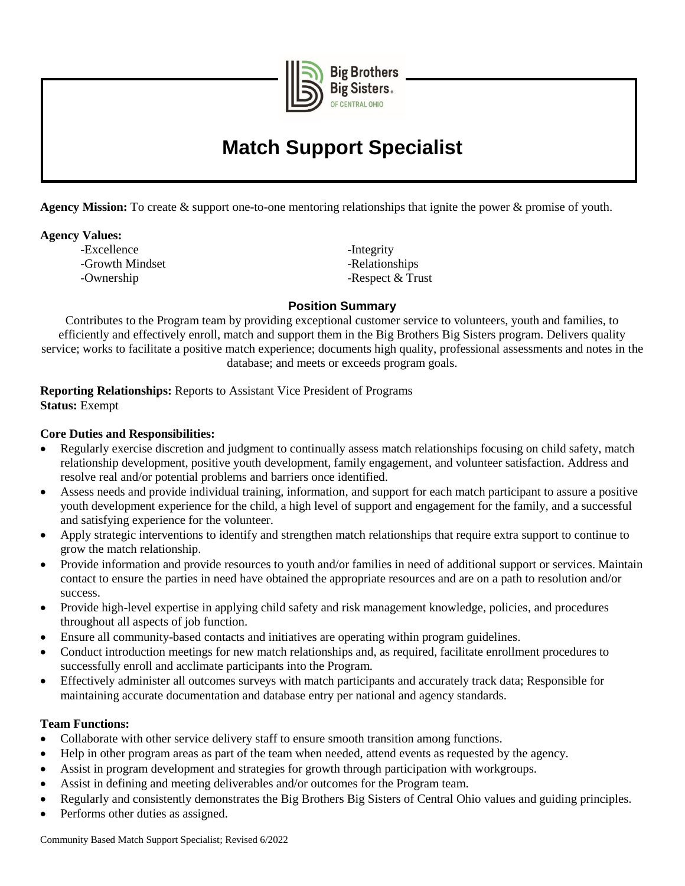# Match Support Specialist

**Agency Mission:** To create & support one-to-one mentoring relationships that ignite the power & promise of youth.

**Agency Values:**

- -Excellence
- -Growth Mindset
- -Ownership
- -Integrity
- -Relationships
- -Respect & Trust

### Position Summary

Contributes to the Program team by providing exceptional customer service to volunteers, youth and families, to efficiently and effectively enroll, match and support them in the Big Brothers Big Sisters program. Delivers quality service; works to facilitate a positive match experience; documents high quality, professional assessments and notes in the database; and meets or exceeds program goals.

**Reporting Relationships:** Reports to Assistant Vice President of Programs
**Status:** Exempt

**Core Duties and Responsibilities:**

- Regularly exercise discretion and judgment to continually assess match relationships focusing on child safety, match relationship development, positive youth development, family engagement, and volunteer satisfaction. Address and resolve real and/or potential problems and barriers once identified.
- Assess needs and provide individual training, information, and support for each match participant to assure a positive youth development experience for the child, a high level of support and engagement for the family, and a successful and satisfying experience for the volunteer.
- Apply strategic interventions to identify and strengthen match relationships that require extra support to continue to grow the match relationship.
- Provide information and provide resources to youth and/or families in need of additional support or services. Maintain contact to ensure the parties in need have obtained the appropriate resources and are on a path to resolution and/or success.
- Provide high-level expertise in applying child safety and risk management knowledge, policies, and procedures throughout all aspects of job function.
- Ensure all community-based contacts and initiatives are operating within program guidelines.
- Conduct introduction meetings for new match relationships and, as required, facilitate enrollment procedures to successfully enroll and acclimate participants into the Program.
- Effectively administer all outcomes surveys with match participants and accurately track data; Responsible for maintaining accurate documentation and database entry per national and agency standards.

**Team Functions:**

- Collaborate with other service delivery staff to ensure smooth transition among functions.
- Help in other program areas as part of the team when needed, attend events as requested by the agency.
- Assist in program development and strategies for growth through participation with workgroups.
- Assist in defining and meeting deliverables and/or outcomes for the Program team.
- Regularly and consistently demonstrates the Big Brothers Big Sisters of Central Ohio values and guiding principles.
- Performs other duties as assigned.

Community Based Match Support Specialist; Revised 6/2022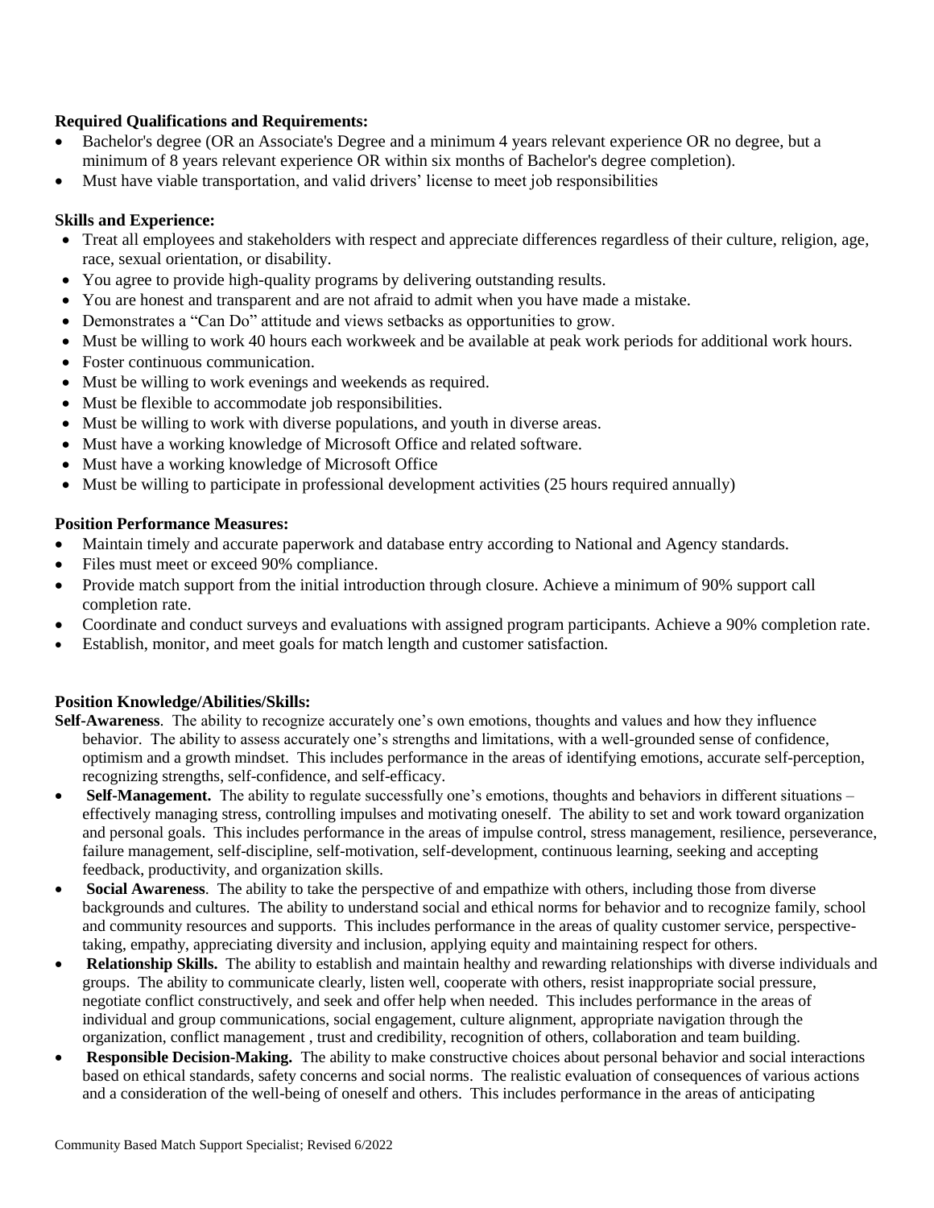**Required Qualifications and Requirements:**

- Bachelor's degree (OR an Associate's Degree and a minimum 4 years relevant experience OR no degree, but a minimum of 8 years relevant experience OR within six months of Bachelor's degree completion).
- Must have viable transportation, and valid drivers' license to meet job responsibilities

**Skills and Experience:**

- Treat all employees and stakeholders with respect and appreciate differences regardless of their culture, religion, age, race, sexual orientation, or disability.
- You agree to provide high-quality programs by delivering outstanding results.
- You are honest and transparent and are not afraid to admit when you have made a mistake.
- Demonstrates a "Can Do" attitude and views setbacks as opportunities to grow.
- Must be willing to work 40 hours each workweek and be available at peak work periods for additional work hours.
- Foster continuous communication.
- Must be willing to work evenings and weekends as required.
- Must be flexible to accommodate job responsibilities.
- Must be willing to work with diverse populations, and youth in diverse areas.
- Must have a working knowledge of Microsoft Office and related software.
- Must have a working knowledge of Microsoft Office
- Must be willing to participate in professional development activities (25 hours required annually)

**Position Performance Measures:**

- Maintain timely and accurate paperwork and database entry according to National and Agency standards.
- Files must meet or exceed 90% compliance.
- Provide match support from the initial introduction through closure. Achieve a minimum of 90% support call completion rate.
- Coordinate and conduct surveys and evaluations with assigned program participants. Achieve a 90% completion rate.
- Establish, monitor, and meet goals for match length and customer satisfaction.

**Position Knowledge/Abilities/Skills:**

**Self-Awareness**. The ability to recognize accurately one's own emotions, thoughts and values and how they influence behavior. The ability to assess accurately one's strengths and limitations, with a well-grounded sense of confidence, optimism and a growth mindset. This includes performance in the areas of identifying emotions, accurate self-perception, recognizing strengths, self-confidence, and self-efficacy.

- **Self-Management.** The ability to regulate successfully one's emotions, thoughts and behaviors in different situations – effectively managing stress, controlling impulses and motivating oneself. The ability to set and work toward organization and personal goals. This includes performance in the areas of impulse control, stress management, resilience, perseverance, failure management, self-discipline, self-motivation, self-development, continuous learning, seeking and accepting feedback, productivity, and organization skills.
- **Social Awareness**. The ability to take the perspective of and empathize with others, including those from diverse backgrounds and cultures. The ability to understand social and ethical norms for behavior and to recognize family, school and community resources and supports. This includes performance in the areas of quality customer service, perspective-taking, empathy, appreciating diversity and inclusion, applying equity and maintaining respect for others.
- **Relationship Skills.** The ability to establish and maintain healthy and rewarding relationships with diverse individuals and groups. The ability to communicate clearly, listen well, cooperate with others, resist inappropriate social pressure, negotiate conflict constructively, and seek and offer help when needed. This includes performance in the areas of individual and group communications, social engagement, culture alignment, appropriate navigation through the organization, conflict management , trust and credibility, recognition of others, collaboration and team building.
- **Responsible Decision-Making.** The ability to make constructive choices about personal behavior and social interactions based on ethical standards, safety concerns and social norms. The realistic evaluation of consequences of various actions and a consideration of the well-being of oneself and others. This includes performance in the areas of anticipating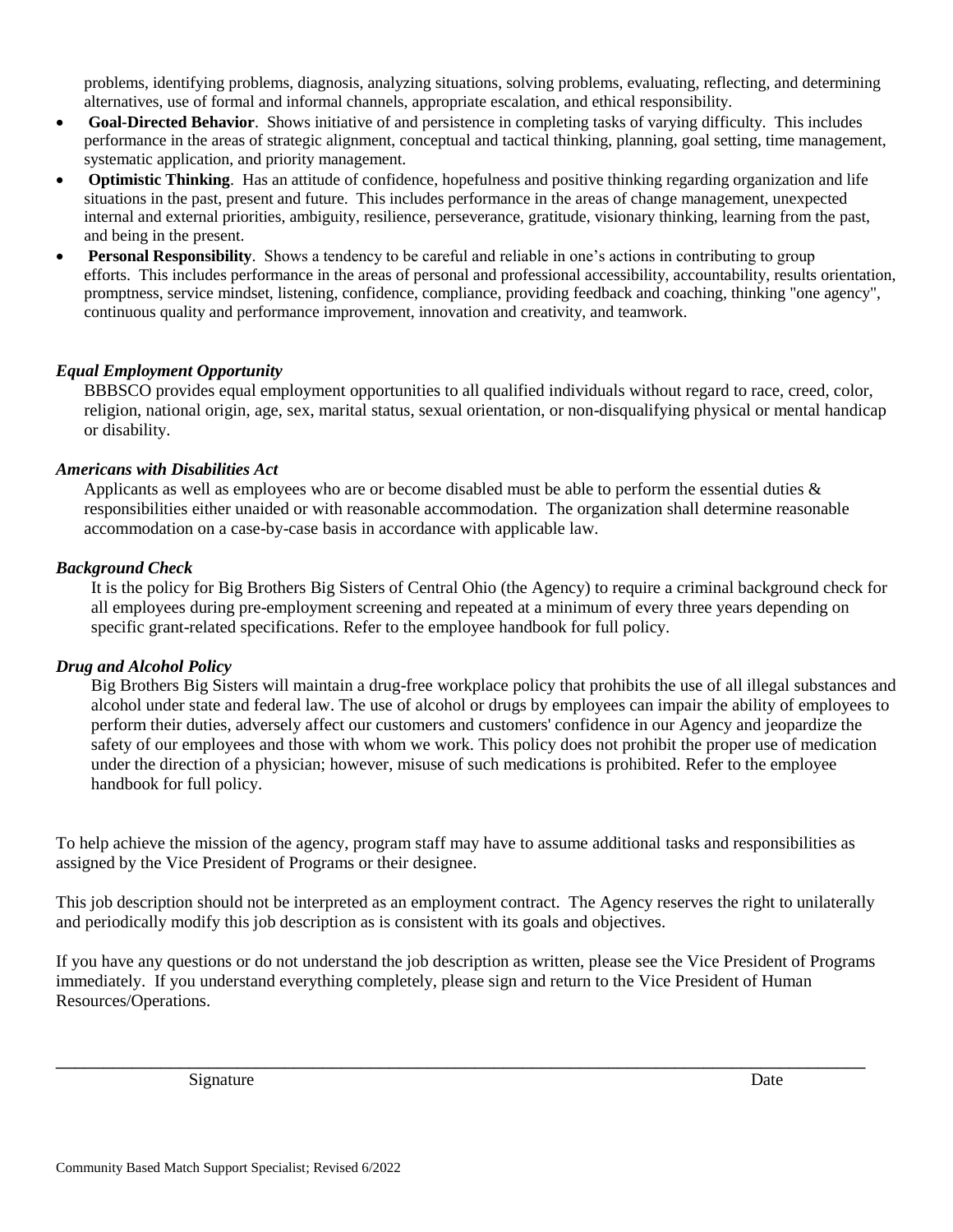problems, identifying problems, diagnosis, analyzing situations, solving problems, evaluating, reflecting, and determining alternatives, use of formal and informal channels, appropriate escalation, and ethical responsibility.

- **Goal-Directed Behavior**. Shows initiative of and persistence in completing tasks of varying difficulty. This includes performance in the areas of strategic alignment, conceptual and tactical thinking, planning, goal setting, time management, systematic application, and priority management.
- **Optimistic Thinking**. Has an attitude of confidence, hopefulness and positive thinking regarding organization and life situations in the past, present and future. This includes performance in the areas of change management, unexpected internal and external priorities, ambiguity, resilience, perseverance, gratitude, visionary thinking, learning from the past, and being in the present.
- **Personal Responsibility**. Shows a tendency to be careful and reliable in one's actions in contributing to group efforts. This includes performance in the areas of personal and professional accessibility, accountability, results orientation, promptness, service mindset, listening, confidence, compliance, providing feedback and coaching, thinking "one agency", continuous quality and performance improvement, innovation and creativity, and teamwork.

***Equal Employment Opportunity***

BBBSCO provides equal employment opportunities to all qualified individuals without regard to race, creed, color, religion, national origin, age, sex, marital status, sexual orientation, or non-disqualifying physical or mental handicap or disability.

***Americans with Disabilities Act***

Applicants as well as employees who are or become disabled must be able to perform the essential duties & responsibilities either unaided or with reasonable accommodation. The organization shall determine reasonable accommodation on a case-by-case basis in accordance with applicable law.

***Background Check***

It is the policy for Big Brothers Big Sisters of Central Ohio (the Agency) to require a criminal background check for all employees during pre-employment screening and repeated at a minimum of every three years depending on specific grant-related specifications. Refer to the employee handbook for full policy.

***Drug and Alcohol Policy***

Big Brothers Big Sisters will maintain a drug-free workplace policy that prohibits the use of all illegal substances and alcohol under state and federal law. The use of alcohol or drugs by employees can impair the ability of employees to perform their duties, adversely affect our customers and customers' confidence in our Agency and jeopardize the safety of our employees and those with whom we work. This policy does not prohibit the proper use of medication under the direction of a physician; however, misuse of such medications is prohibited. Refer to the employee handbook for full policy.

To help achieve the mission of the agency, program staff may have to assume additional tasks and responsibilities as assigned by the Vice President of Programs or their designee.

This job description should not be interpreted as an employment contract. The Agency reserves the right to unilaterally and periodically modify this job description as is consistent with its goals and objectives.

If you have any questions or do not understand the job description as written, please see the Vice President of Programs immediately. If you understand everything completely, please sign and return to the Vice President of Human Resources/Operations.

\_\_\_\_\_\_\_\_\_\_\_\_\_\_\_\_\_\_\_\_\_\_\_\_\_\_\_\_\_\_\_\_\_\_\_\_\_\_\_\_\_\_\_\_\_\_\_\_\_\_\_\_\_\_\_\_\_\_\_\_\_\_\_\_\_\_\_\_\_\_\_\_\_\_\_\_\_\_

Signature Date

Community Based Match Support Specialist; Revised 6/2022